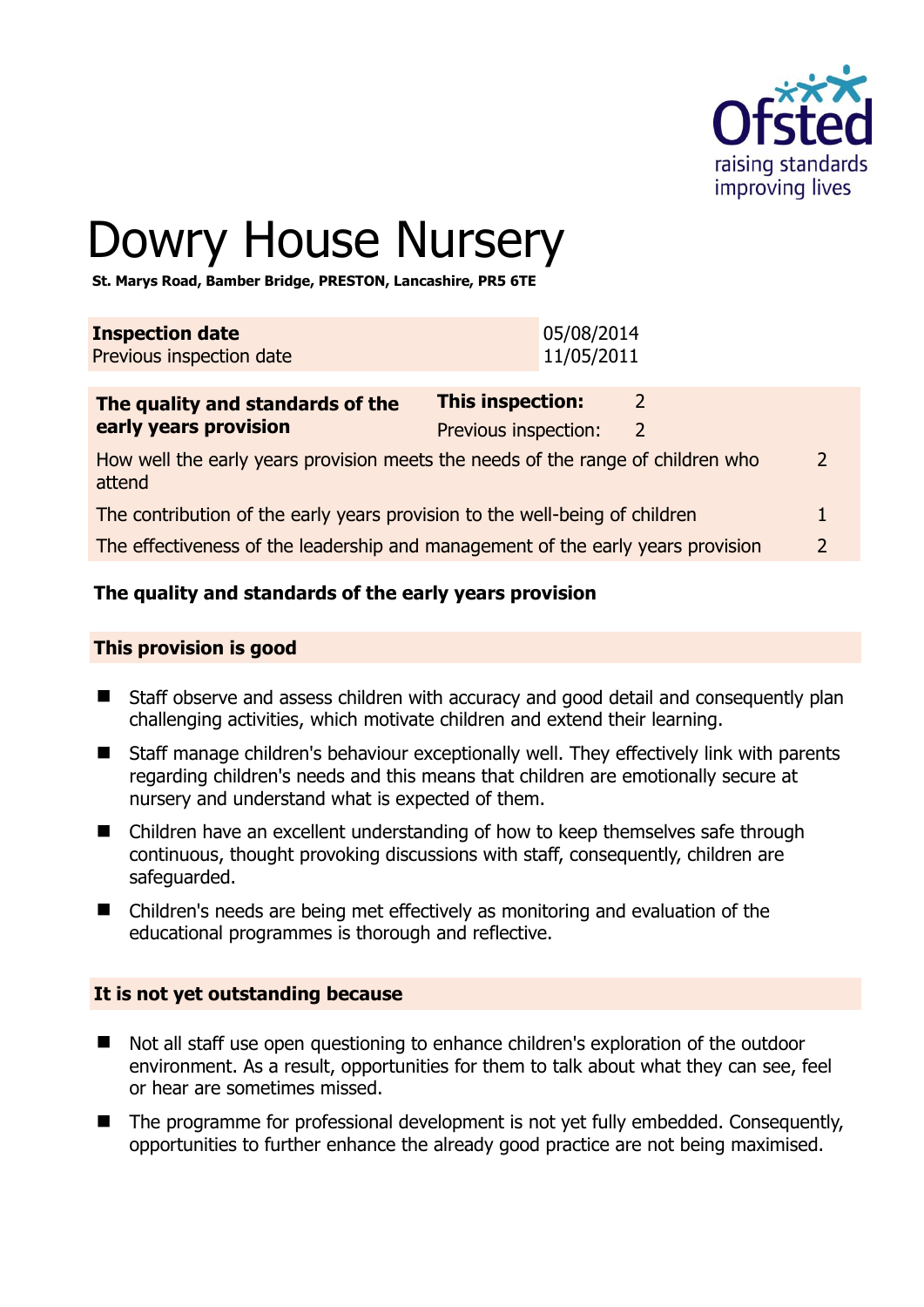# Dowry House Nursery

**St. Marys Road, Bamber Bridge, PRESTON, Lancashire, PR5 6TE**

| **Inspection date** | 05/08/2014 |
|---|---|
| Previous inspection date | 11/05/2011 |

| **The quality and standards of the early years provision** | **This inspection:** 2 | |
|---|---|---|
| | Previous inspection: 2 | |
| How well the early years provision meets the needs of the range of children who attend | | 2 |
| The contribution of the early years provision to the well-being of children | | 1 |
| The effectiveness of the leadership and management of the early years provision | | 2 |

## The quality and standards of the early years provision

### This provision is good

- Staff observe and assess children with accuracy and good detail and consequently plan challenging activities, which motivate children and extend their learning.
- Staff manage children's behaviour exceptionally well. They effectively link with parents regarding children's needs and this means that children are emotionally secure at nursery and understand what is expected of them.
- Children have an excellent understanding of how to keep themselves safe through continuous, thought provoking discussions with staff, consequently, children are safeguarded.
- Children's needs are being met effectively as monitoring and evaluation of the educational programmes is thorough and reflective.

### It is not yet outstanding because

- Not all staff use open questioning to enhance children's exploration of the outdoor environment. As a result, opportunities for them to talk about what they can see, feel or hear are sometimes missed.
- The programme for professional development is not yet fully embedded. Consequently, opportunities to further enhance the already good practice are not being maximised.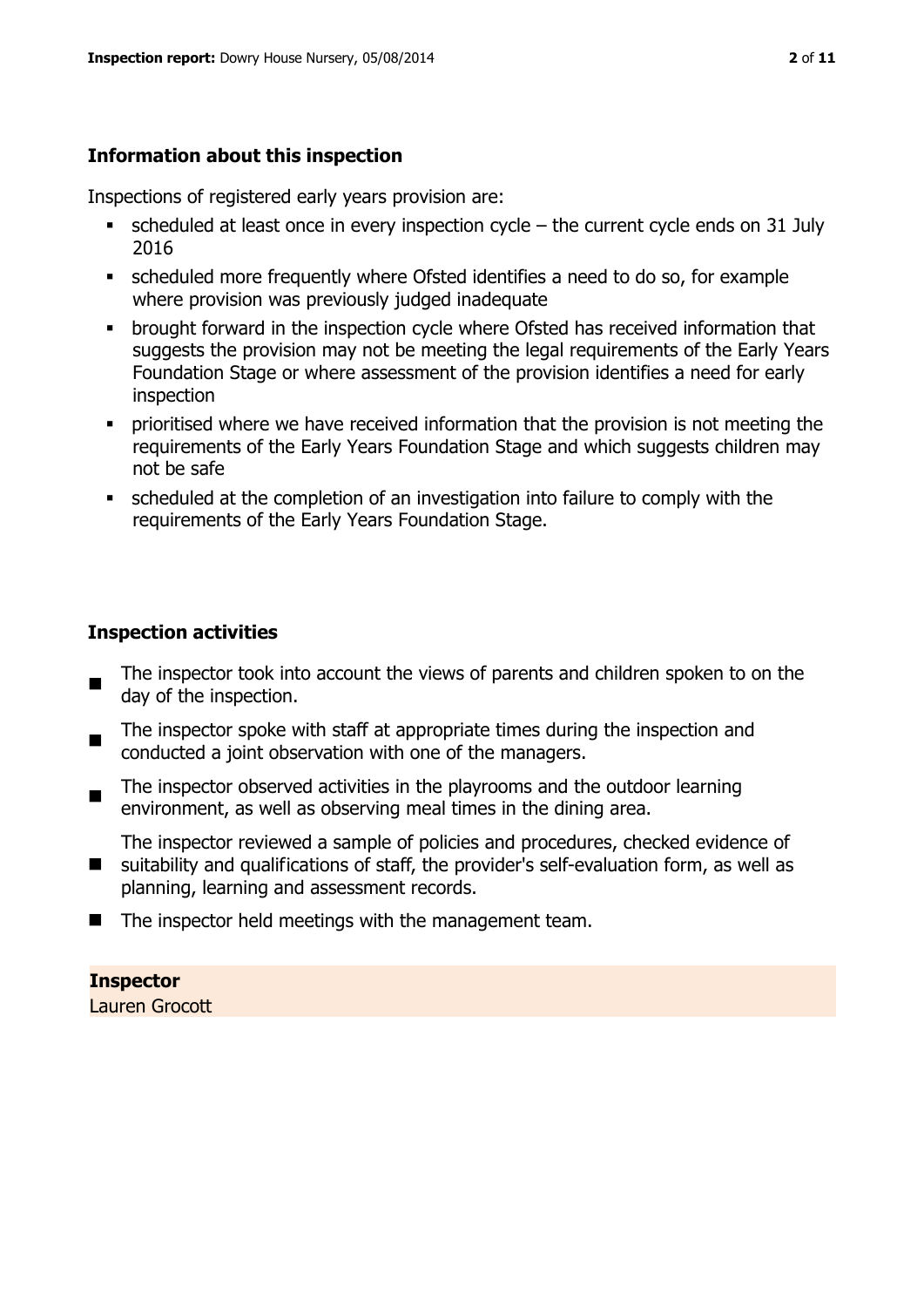## Information about this inspection

Inspections of registered early years provision are:

- scheduled at least once in every inspection cycle – the current cycle ends on 31 July 2016
- scheduled more frequently where Ofsted identifies a need to do so, for example where provision was previously judged inadequate
- brought forward in the inspection cycle where Ofsted has received information that suggests the provision may not be meeting the legal requirements of the Early Years Foundation Stage or where assessment of the provision identifies a need for early inspection
- prioritised where we have received information that the provision is not meeting the requirements of the Early Years Foundation Stage and which suggests children may not be safe
- scheduled at the completion of an investigation into failure to comply with the requirements of the Early Years Foundation Stage.

## Inspection activities

- The inspector took into account the views of parents and children spoken to on the day of the inspection.
- The inspector spoke with staff at appropriate times during the inspection and conducted a joint observation with one of the managers.
- The inspector observed activities in the playrooms and the outdoor learning environment, as well as observing meal times in the dining area.
- The inspector reviewed a sample of policies and procedures, checked evidence of suitability and qualifications of staff, the provider's self-evaluation form, as well as planning, learning and assessment records.
- The inspector held meetings with the management team.

**Inspector**
Lauren Grocott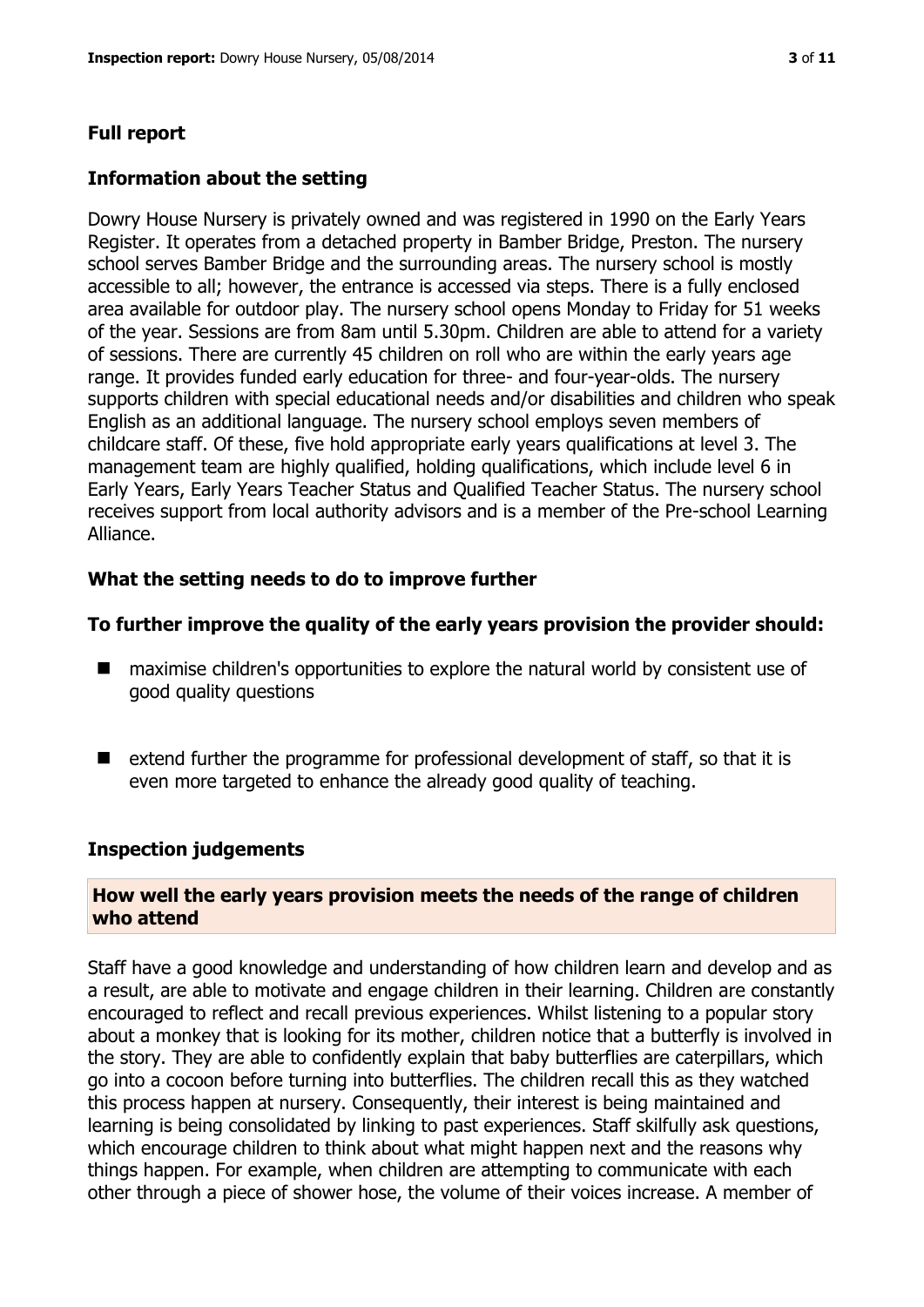## Full report

### Information about the setting

Dowry House Nursery is privately owned and was registered in 1990 on the Early Years Register. It operates from a detached property in Bamber Bridge, Preston. The nursery school serves Bamber Bridge and the surrounding areas. The nursery school is mostly accessible to all; however, the entrance is accessed via steps. There is a fully enclosed area available for outdoor play. The nursery school opens Monday to Friday for 51 weeks of the year. Sessions are from 8am until 5.30pm. Children are able to attend for a variety of sessions. There are currently 45 children on roll who are within the early years age range. It provides funded early education for three- and four-year-olds. The nursery supports children with special educational needs and/or disabilities and children who speak English as an additional language. The nursery school employs seven members of childcare staff. Of these, five hold appropriate early years qualifications at level 3. The management team are highly qualified, holding qualifications, which include level 6 in Early Years, Early Years Teacher Status and Qualified Teacher Status. The nursery school receives support from local authority advisors and is a member of the Pre-school Learning Alliance.

### What the setting needs to do to improve further

### To further improve the quality of the early years provision the provider should:

- maximise children's opportunities to explore the natural world by consistent use of good quality questions
- extend further the programme for professional development of staff, so that it is even more targeted to enhance the already good quality of teaching.

### Inspection judgements

#### How well the early years provision meets the needs of the range of children who attend

Staff have a good knowledge and understanding of how children learn and develop and as a result, are able to motivate and engage children in their learning. Children are constantly encouraged to reflect and recall previous experiences. Whilst listening to a popular story about a monkey that is looking for its mother, children notice that a butterfly is involved in the story. They are able to confidently explain that baby butterflies are caterpillars, which go into a cocoon before turning into butterflies. The children recall this as they watched this process happen at nursery. Consequently, their interest is being maintained and learning is being consolidated by linking to past experiences. Staff skilfully ask questions, which encourage children to think about what might happen next and the reasons why things happen. For example, when children are attempting to communicate with each other through a piece of shower hose, the volume of their voices increase. A member of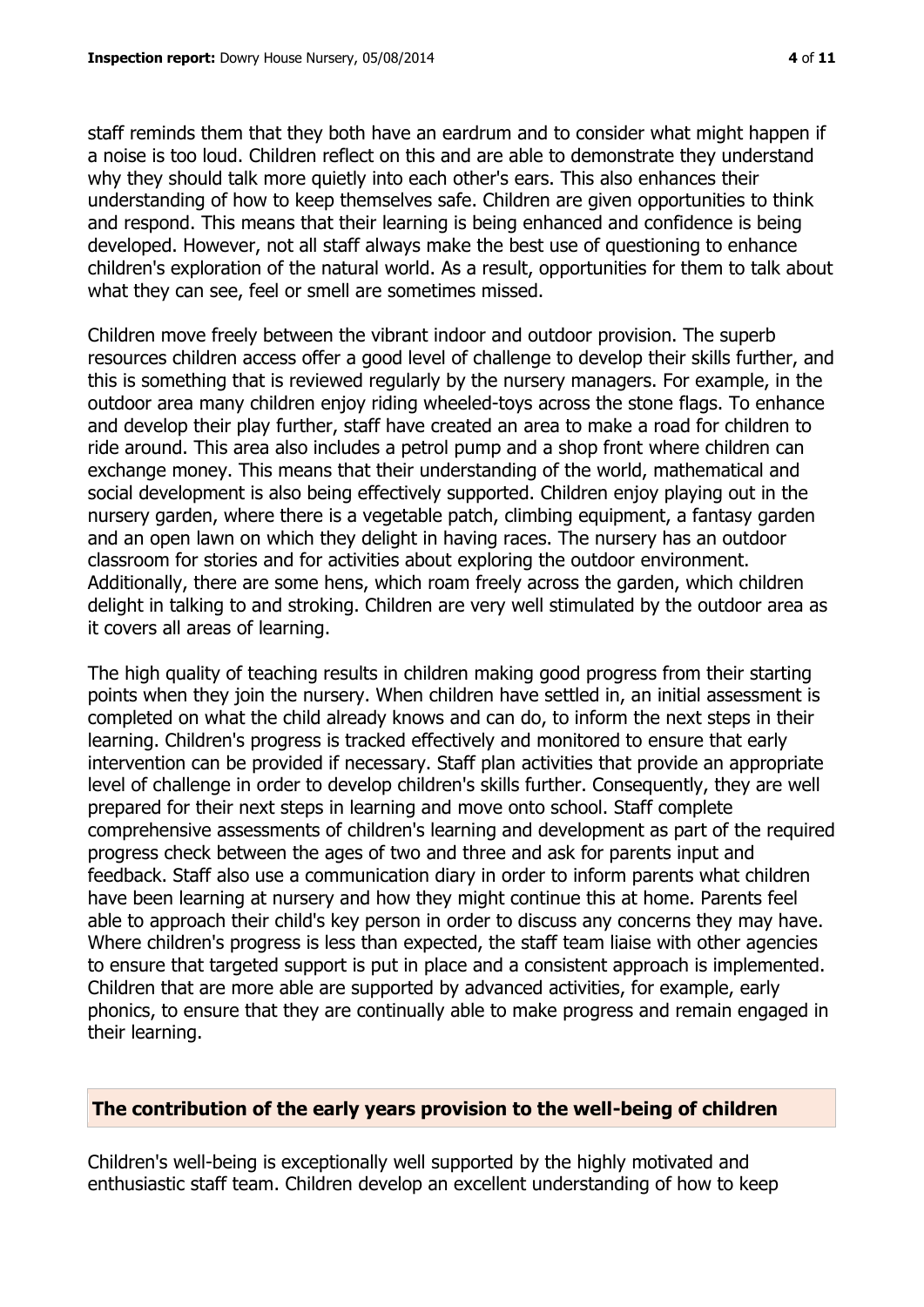staff reminds them that they both have an eardrum and to consider what might happen if a noise is too loud. Children reflect on this and are able to demonstrate they understand why they should talk more quietly into each other's ears. This also enhances their understanding of how to keep themselves safe. Children are given opportunities to think and respond. This means that their learning is being enhanced and confidence is being developed. However, not all staff always make the best use of questioning to enhance children's exploration of the natural world. As a result, opportunities for them to talk about what they can see, feel or smell are sometimes missed.

Children move freely between the vibrant indoor and outdoor provision. The superb resources children access offer a good level of challenge to develop their skills further, and this is something that is reviewed regularly by the nursery managers. For example, in the outdoor area many children enjoy riding wheeled-toys across the stone flags. To enhance and develop their play further, staff have created an area to make a road for children to ride around. This area also includes a petrol pump and a shop front where children can exchange money. This means that their understanding of the world, mathematical and social development is also being effectively supported. Children enjoy playing out in the nursery garden, where there is a vegetable patch, climbing equipment, a fantasy garden and an open lawn on which they delight in having races. The nursery has an outdoor classroom for stories and for activities about exploring the outdoor environment. Additionally, there are some hens, which roam freely across the garden, which children delight in talking to and stroking. Children are very well stimulated by the outdoor area as it covers all areas of learning.

The high quality of teaching results in children making good progress from their starting points when they join the nursery. When children have settled in, an initial assessment is completed on what the child already knows and can do, to inform the next steps in their learning. Children's progress is tracked effectively and monitored to ensure that early intervention can be provided if necessary. Staff plan activities that provide an appropriate level of challenge in order to develop children's skills further. Consequently, they are well prepared for their next steps in learning and move onto school. Staff complete comprehensive assessments of children's learning and development as part of the required progress check between the ages of two and three and ask for parents input and feedback. Staff also use a communication diary in order to inform parents what children have been learning at nursery and how they might continue this at home. Parents feel able to approach their child's key person in order to discuss any concerns they may have. Where children's progress is less than expected, the staff team liaise with other agencies to ensure that targeted support is put in place and a consistent approach is implemented. Children that are more able are supported by advanced activities, for example, early phonics, to ensure that they are continually able to make progress and remain engaged in their learning.

## The contribution of the early years provision to the well-being of children

Children's well-being is exceptionally well supported by the highly motivated and enthusiastic staff team. Children develop an excellent understanding of how to keep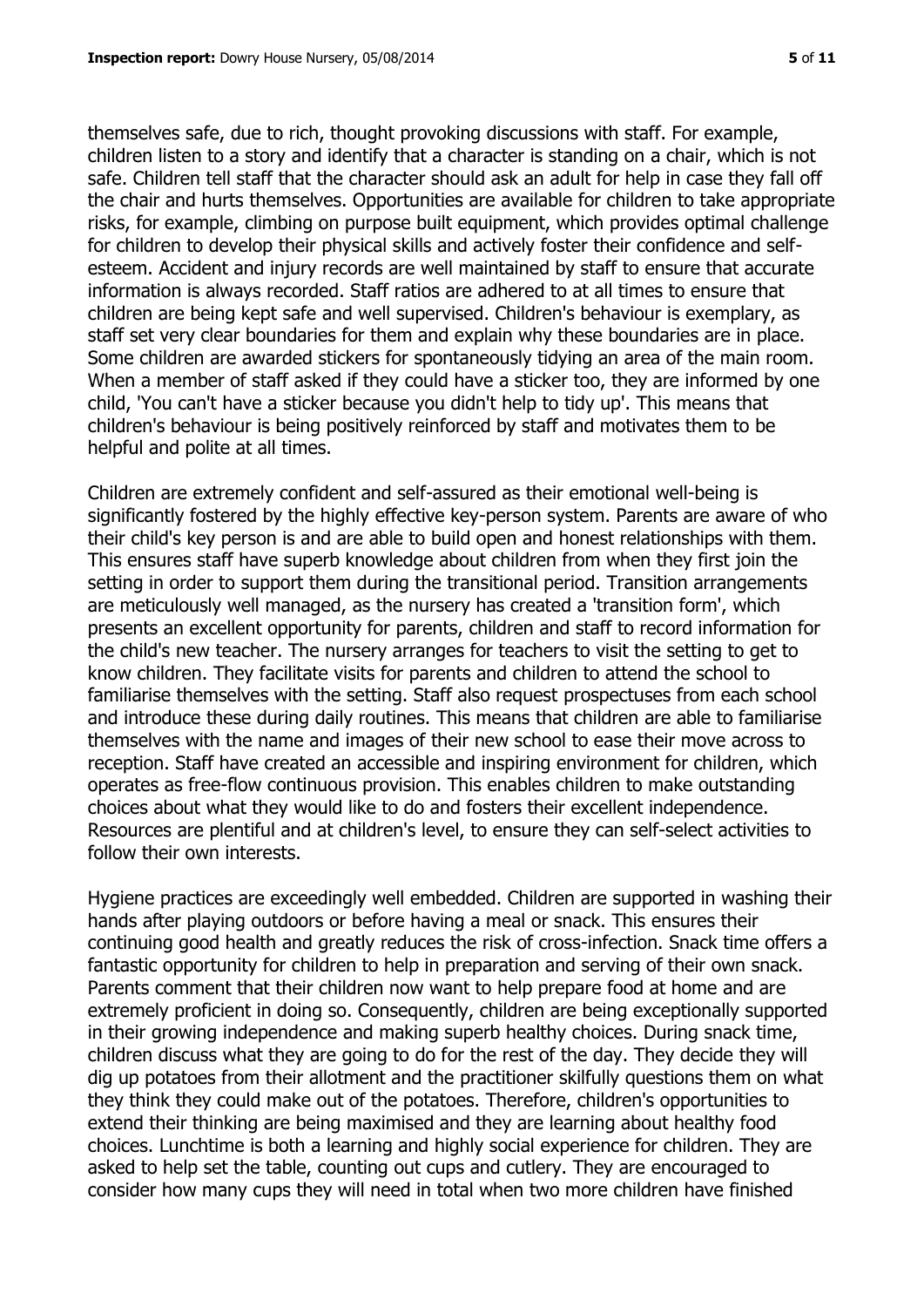themselves safe, due to rich, thought provoking discussions with staff. For example, children listen to a story and identify that a character is standing on a chair, which is not safe. Children tell staff that the character should ask an adult for help in case they fall off the chair and hurts themselves. Opportunities are available for children to take appropriate risks, for example, climbing on purpose built equipment, which provides optimal challenge for children to develop their physical skills and actively foster their confidence and self-esteem. Accident and injury records are well maintained by staff to ensure that accurate information is always recorded. Staff ratios are adhered to at all times to ensure that children are being kept safe and well supervised. Children's behaviour is exemplary, as staff set very clear boundaries for them and explain why these boundaries are in place. Some children are awarded stickers for spontaneously tidying an area of the main room. When a member of staff asked if they could have a sticker too, they are informed by one child, 'You can't have a sticker because you didn't help to tidy up'. This means that children's behaviour is being positively reinforced by staff and motivates them to be helpful and polite at all times.

Children are extremely confident and self-assured as their emotional well-being is significantly fostered by the highly effective key-person system. Parents are aware of who their child's key person is and are able to build open and honest relationships with them. This ensures staff have superb knowledge about children from when they first join the setting in order to support them during the transitional period. Transition arrangements are meticulously well managed, as the nursery has created a 'transition form', which presents an excellent opportunity for parents, children and staff to record information for the child's new teacher. The nursery arranges for teachers to visit the setting to get to know children. They facilitate visits for parents and children to attend the school to familiarise themselves with the setting. Staff also request prospectuses from each school and introduce these during daily routines. This means that children are able to familiarise themselves with the name and images of their new school to ease their move across to reception. Staff have created an accessible and inspiring environment for children, which operates as free-flow continuous provision. This enables children to make outstanding choices about what they would like to do and fosters their excellent independence. Resources are plentiful and at children's level, to ensure they can self-select activities to follow their own interests.

Hygiene practices are exceedingly well embedded. Children are supported in washing their hands after playing outdoors or before having a meal or snack. This ensures their continuing good health and greatly reduces the risk of cross-infection. Snack time offers a fantastic opportunity for children to help in preparation and serving of their own snack. Parents comment that their children now want to help prepare food at home and are extremely proficient in doing so. Consequently, children are being exceptionally supported in their growing independence and making superb healthy choices. During snack time, children discuss what they are going to do for the rest of the day. They decide they will dig up potatoes from their allotment and the practitioner skilfully questions them on what they think they could make out of the potatoes. Therefore, children's opportunities to extend their thinking are being maximised and they are learning about healthy food choices. Lunchtime is both a learning and highly social experience for children. They are asked to help set the table, counting out cups and cutlery. They are encouraged to consider how many cups they will need in total when two more children have finished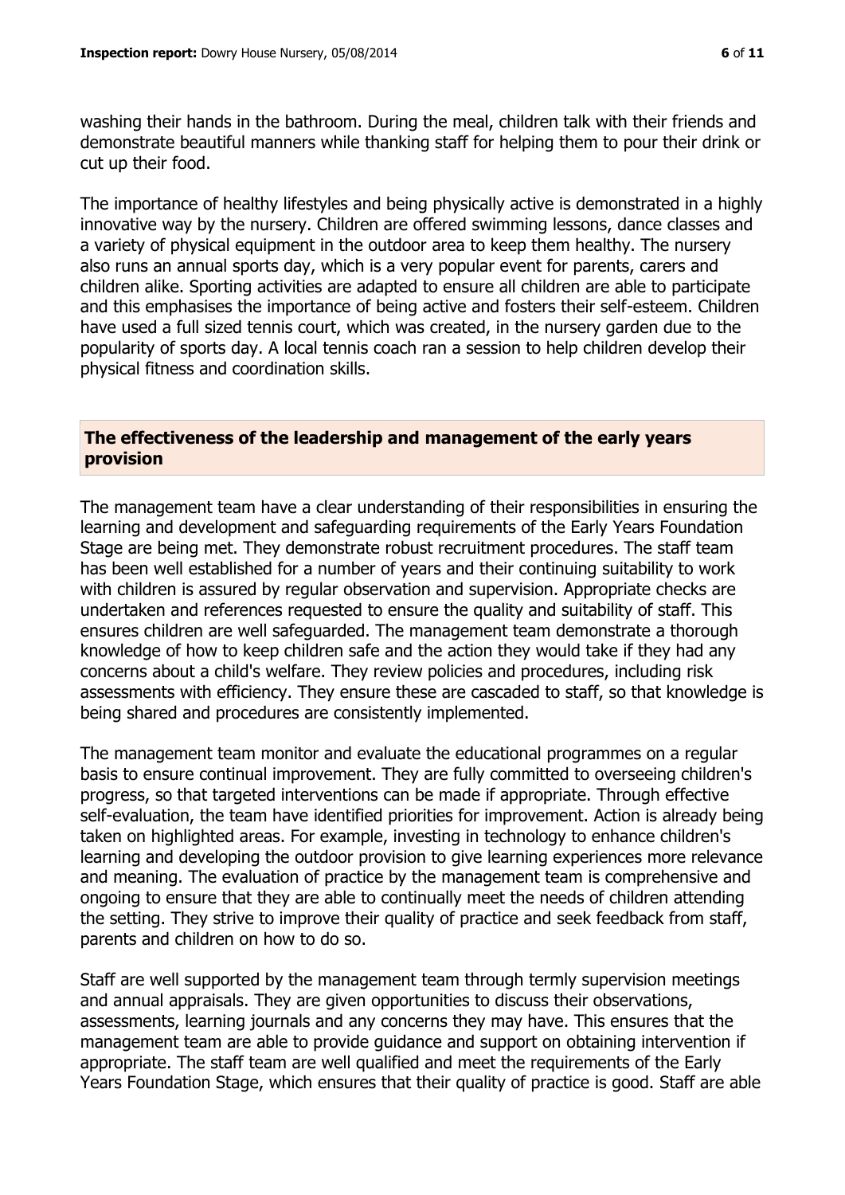washing their hands in the bathroom. During the meal, children talk with their friends and demonstrate beautiful manners while thanking staff for helping them to pour their drink or cut up their food.

The importance of healthy lifestyles and being physically active is demonstrated in a highly innovative way by the nursery. Children are offered swimming lessons, dance classes and a variety of physical equipment in the outdoor area to keep them healthy. The nursery also runs an annual sports day, which is a very popular event for parents, carers and children alike. Sporting activities are adapted to ensure all children are able to participate and this emphasises the importance of being active and fosters their self-esteem. Children have used a full sized tennis court, which was created, in the nursery garden due to the popularity of sports day. A local tennis coach ran a session to help children develop their physical fitness and coordination skills.

## The effectiveness of the leadership and management of the early years provision

The management team have a clear understanding of their responsibilities in ensuring the learning and development and safeguarding requirements of the Early Years Foundation Stage are being met. They demonstrate robust recruitment procedures. The staff team has been well established for a number of years and their continuing suitability to work with children is assured by regular observation and supervision. Appropriate checks are undertaken and references requested to ensure the quality and suitability of staff. This ensures children are well safeguarded. The management team demonstrate a thorough knowledge of how to keep children safe and the action they would take if they had any concerns about a child's welfare. They review policies and procedures, including risk assessments with efficiency. They ensure these are cascaded to staff, so that knowledge is being shared and procedures are consistently implemented.

The management team monitor and evaluate the educational programmes on a regular basis to ensure continual improvement. They are fully committed to overseeing children's progress, so that targeted interventions can be made if appropriate. Through effective self-evaluation, the team have identified priorities for improvement. Action is already being taken on highlighted areas. For example, investing in technology to enhance children's learning and developing the outdoor provision to give learning experiences more relevance and meaning. The evaluation of practice by the management team is comprehensive and ongoing to ensure that they are able to continually meet the needs of children attending the setting. They strive to improve their quality of practice and seek feedback from staff, parents and children on how to do so.

Staff are well supported by the management team through termly supervision meetings and annual appraisals. They are given opportunities to discuss their observations, assessments, learning journals and any concerns they may have. This ensures that the management team are able to provide guidance and support on obtaining intervention if appropriate. The staff team are well qualified and meet the requirements of the Early Years Foundation Stage, which ensures that their quality of practice is good. Staff are able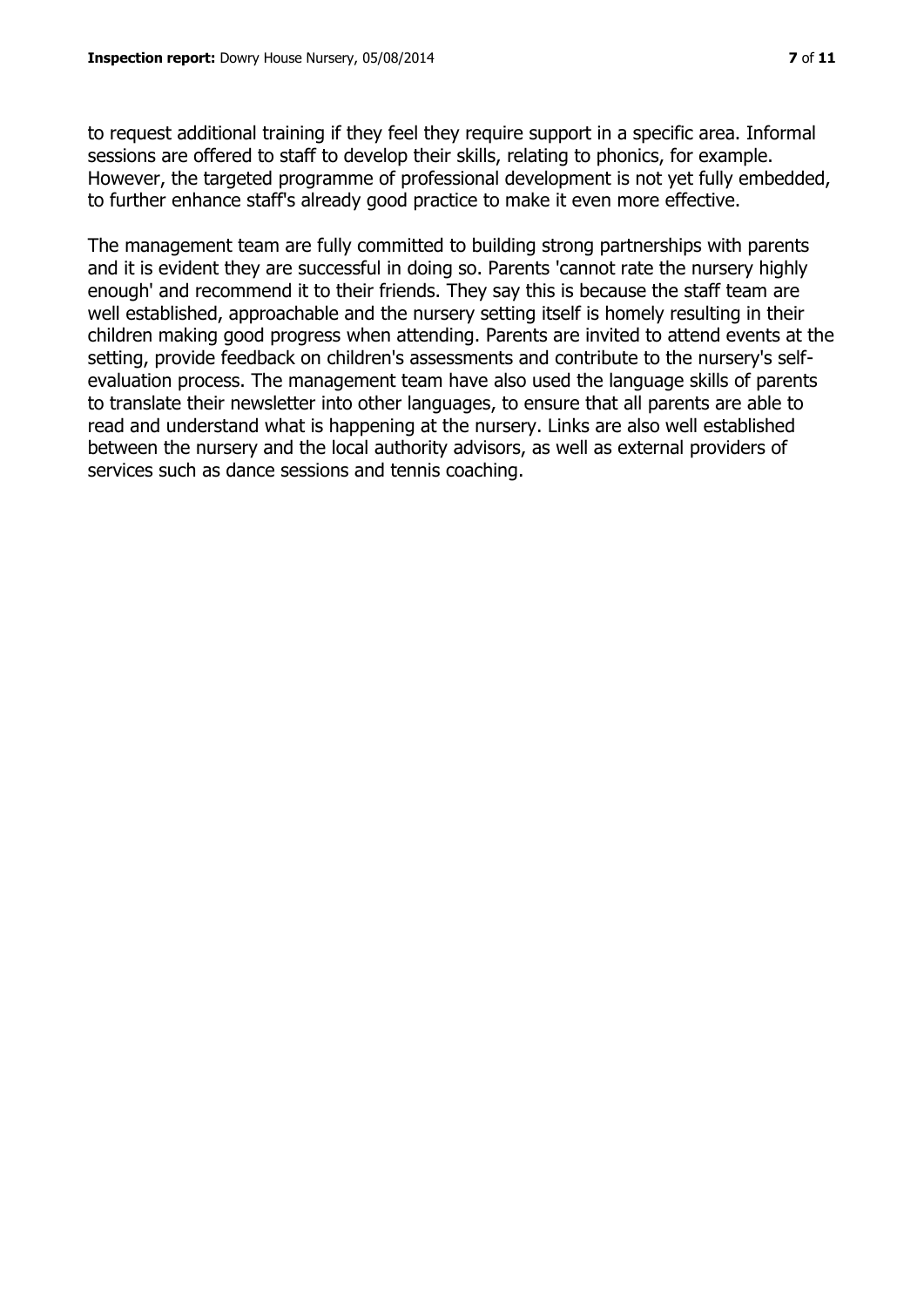to request additional training if they feel they require support in a specific area. Informal sessions are offered to staff to develop their skills, relating to phonics, for example. However, the targeted programme of professional development is not yet fully embedded, to further enhance staff's already good practice to make it even more effective.

The management team are fully committed to building strong partnerships with parents and it is evident they are successful in doing so. Parents 'cannot rate the nursery highly enough' and recommend it to their friends. They say this is because the staff team are well established, approachable and the nursery setting itself is homely resulting in their children making good progress when attending. Parents are invited to attend events at the setting, provide feedback on children's assessments and contribute to the nursery's self-evaluation process. The management team have also used the language skills of parents to translate their newsletter into other languages, to ensure that all parents are able to read and understand what is happening at the nursery. Links are also well established between the nursery and the local authority advisors, as well as external providers of services such as dance sessions and tennis coaching.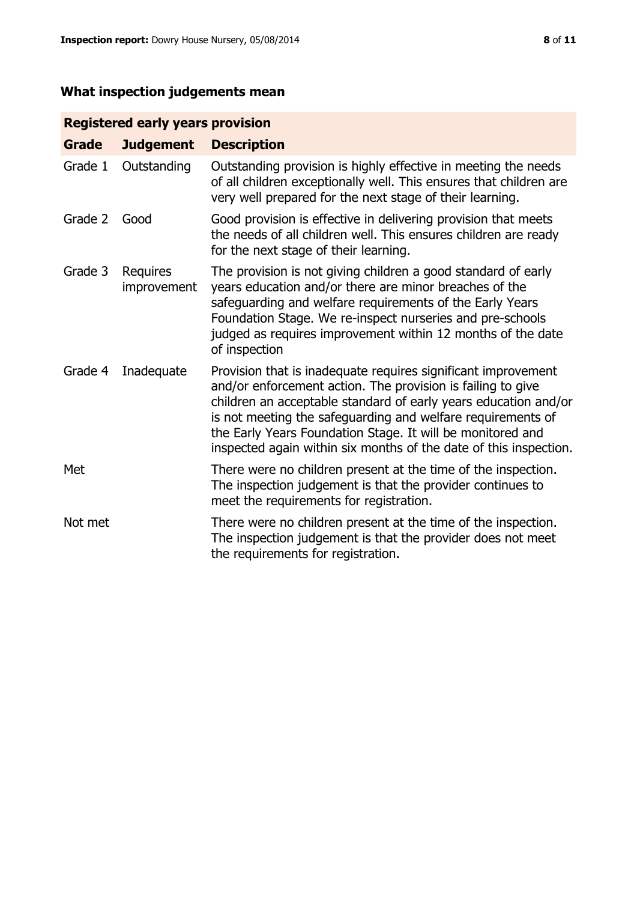## What inspection judgements mean

| Registered early years provision | | |
|---|---|---|
| **Grade** | **Judgement** | **Description** |
| Grade 1 | Outstanding | Outstanding provision is highly effective in meeting the needs of all children exceptionally well. This ensures that children are very well prepared for the next stage of their learning. |
| Grade 2 | Good | Good provision is effective in delivering provision that meets the needs of all children well. This ensures children are ready for the next stage of their learning. |
| Grade 3 | Requires improvement | The provision is not giving children a good standard of early years education and/or there are minor breaches of the safeguarding and welfare requirements of the Early Years Foundation Stage. We re-inspect nurseries and pre-schools judged as requires improvement within 12 months of the date of inspection |
| Grade 4 | Inadequate | Provision that is inadequate requires significant improvement and/or enforcement action. The provision is failing to give children an acceptable standard of early years education and/or is not meeting the safeguarding and welfare requirements of the Early Years Foundation Stage. It will be monitored and inspected again within six months of the date of this inspection. |
| Met | | There were no children present at the time of the inspection. The inspection judgement is that the provider continues to meet the requirements for registration. |
| Not met | | There were no children present at the time of the inspection. The inspection judgement is that the provider does not meet the requirements for registration. |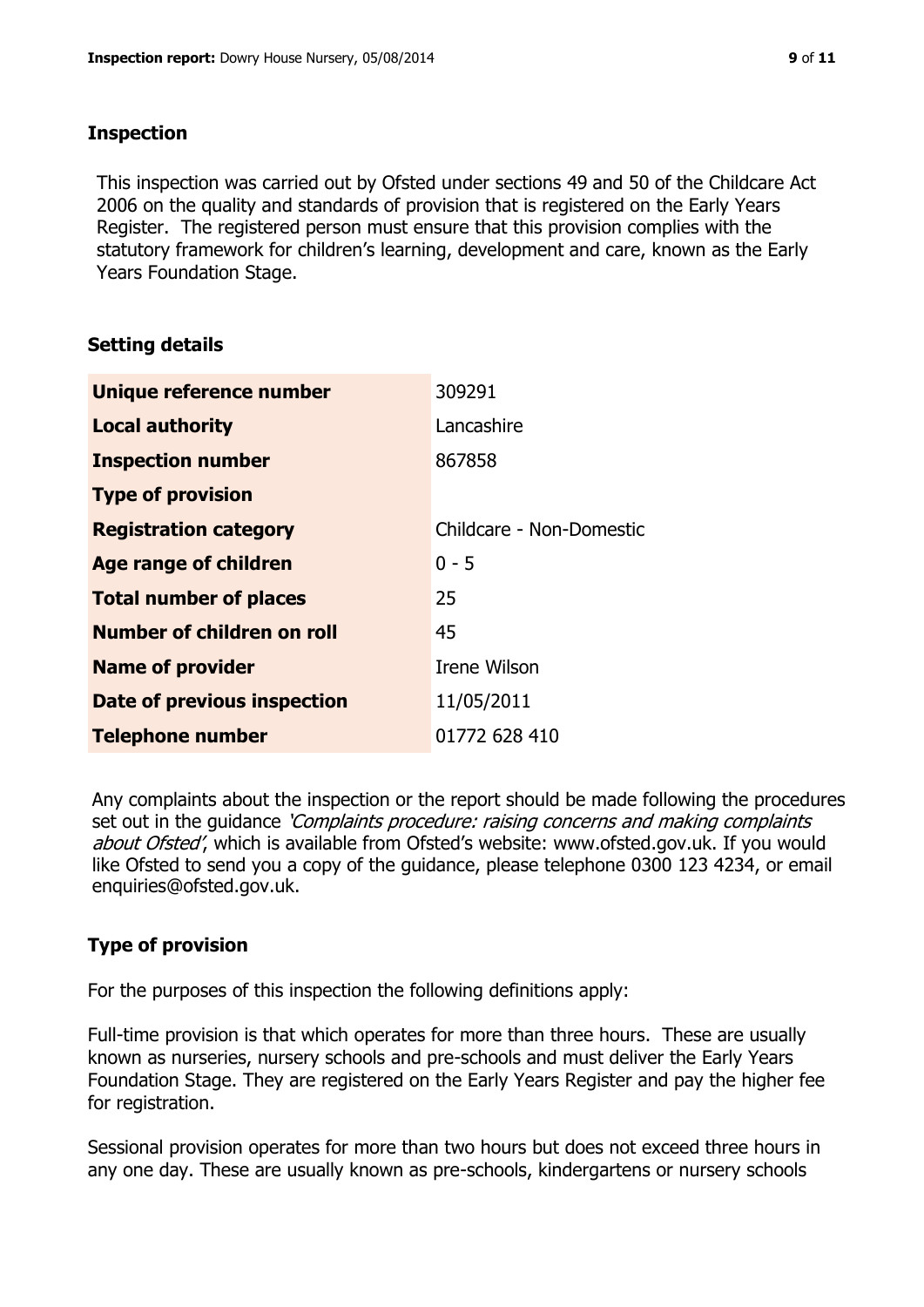## Inspection

This inspection was carried out by Ofsted under sections 49 and 50 of the Childcare Act 2006 on the quality and standards of provision that is registered on the Early Years Register. The registered person must ensure that this provision complies with the statutory framework for children's learning, development and care, known as the Early Years Foundation Stage.

## Setting details

| | |
|---|---|
| **Unique reference number** | 309291 |
| **Local authority** | Lancashire |
| **Inspection number** | 867858 |
| **Type of provision** | |
| **Registration category** | Childcare - Non-Domestic |
| **Age range of children** | 0 - 5 |
| **Total number of places** | 25 |
| **Number of children on roll** | 45 |
| **Name of provider** | Irene Wilson |
| **Date of previous inspection** | 11/05/2011 |
| **Telephone number** | 01772 628 410 |

Any complaints about the inspection or the report should be made following the procedures set out in the guidance *'Complaints procedure: raising concerns and making complaints about Ofsted'*, which is available from Ofsted's website: www.ofsted.gov.uk. If you would like Ofsted to send you a copy of the guidance, please telephone 0300 123 4234, or email enquiries@ofsted.gov.uk.

## Type of provision

For the purposes of this inspection the following definitions apply:

Full-time provision is that which operates for more than three hours. These are usually known as nurseries, nursery schools and pre-schools and must deliver the Early Years Foundation Stage. They are registered on the Early Years Register and pay the higher fee for registration.

Sessional provision operates for more than two hours but does not exceed three hours in any one day. These are usually known as pre-schools, kindergartens or nursery schools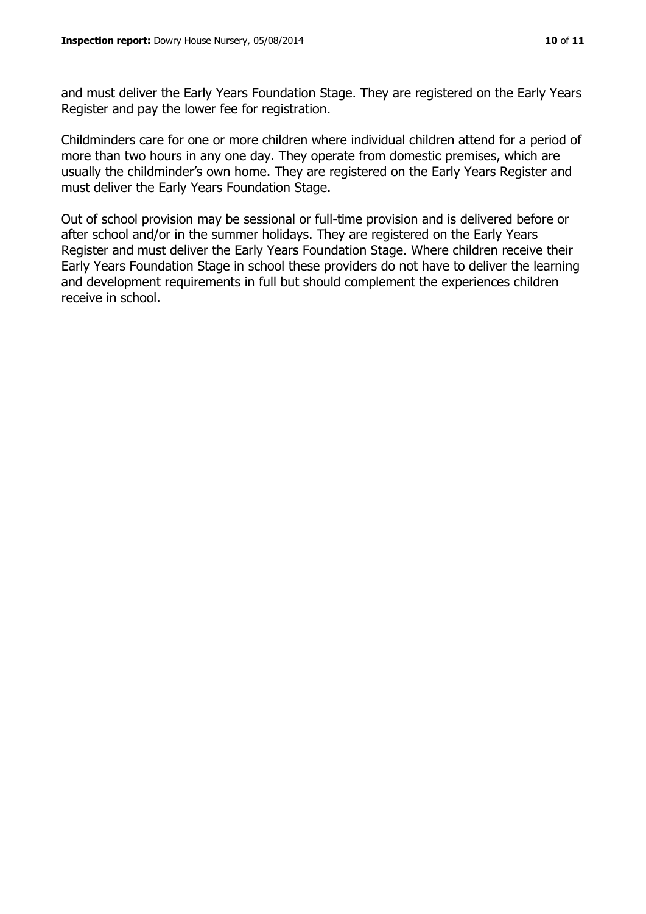and must deliver the Early Years Foundation Stage. They are registered on the Early Years Register and pay the lower fee for registration.

Childminders care for one or more children where individual children attend for a period of more than two hours in any one day. They operate from domestic premises, which are usually the childminder's own home. They are registered on the Early Years Register and must deliver the Early Years Foundation Stage.

Out of school provision may be sessional or full-time provision and is delivered before or after school and/or in the summer holidays. They are registered on the Early Years Register and must deliver the Early Years Foundation Stage. Where children receive their Early Years Foundation Stage in school these providers do not have to deliver the learning and development requirements in full but should complement the experiences children receive in school.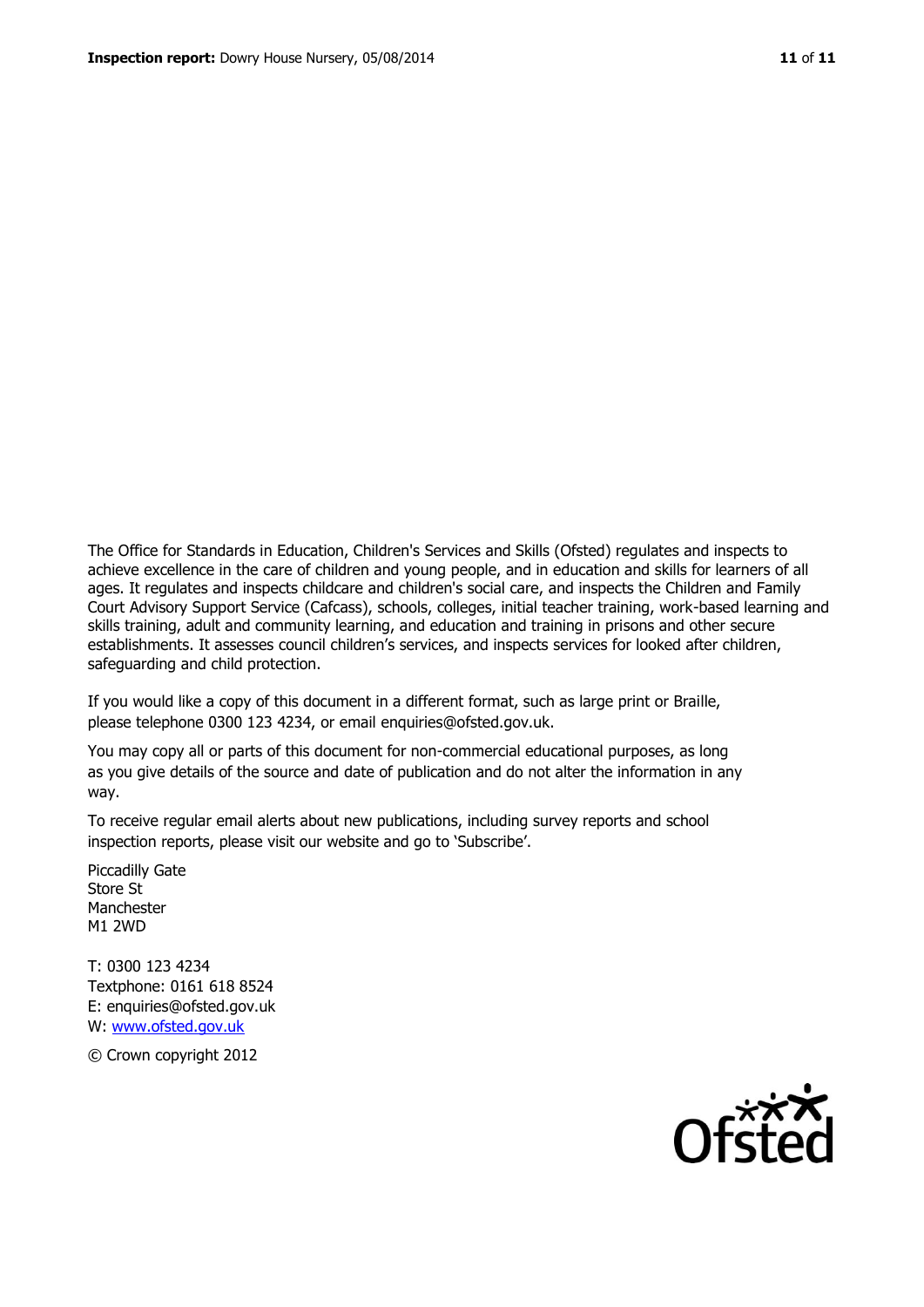The Office for Standards in Education, Children's Services and Skills (Ofsted) regulates and inspects to achieve excellence in the care of children and young people, and in education and skills for learners of all ages. It regulates and inspects childcare and children's social care, and inspects the Children and Family Court Advisory Support Service (Cafcass), schools, colleges, initial teacher training, work-based learning and skills training, adult and community learning, and education and training in prisons and other secure establishments. It assesses council children's services, and inspects services for looked after children, safeguarding and child protection.

If you would like a copy of this document in a different format, such as large print or Braille, please telephone 0300 123 4234, or email enquiries@ofsted.gov.uk.

You may copy all or parts of this document for non-commercial educational purposes, as long as you give details of the source and date of publication and do not alter the information in any way.

To receive regular email alerts about new publications, including survey reports and school inspection reports, please visit our website and go to 'Subscribe'.

Piccadilly Gate
Store St
Manchester
M1 2WD

T: 0300 123 4234
Textphone: 0161 618 8524
E: enquiries@ofsted.gov.uk
W: www.ofsted.gov.uk

© Crown copyright 2012